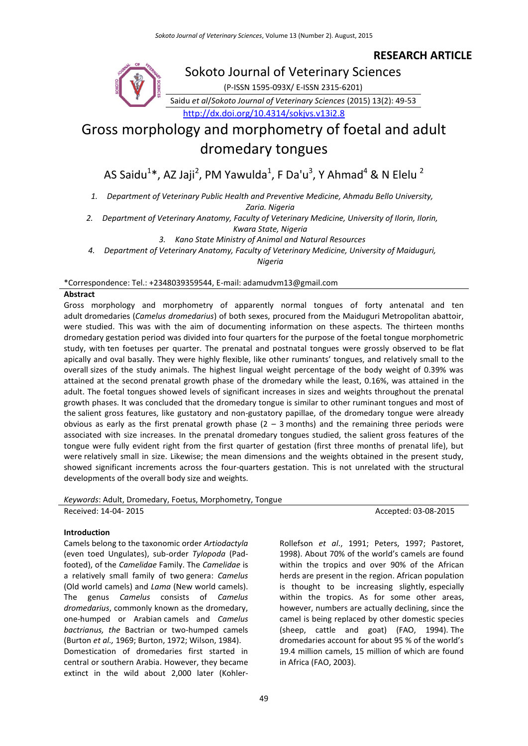RESEARCH ARTICLE

Sokoto Journal of Veterinary Sciences

(P-ISSN 1595-093X/ E-ISSN 2315-6201)

Saidu *et al*/*Sokoto Journal of Veterinary Sciences* (2015) 13(2): 49-53

http://dx.doi.org/10.4314/sokjvs.v13i2.8

# Gross morphology and morphometry of foetal and adult dromedary tongues

AS Saidu[1]*, AZ Jaji[2], PM Yawulda[1], F Da'u[3], Y Ahmad[4] & N Elelu [2]

1. Department of Veterinary Public Health and Preventive Medicine, Ahmadu Bello University, Zaria. Nigeria
2. Department of Veterinary Anatomy, Faculty of Veterinary Medicine, University of Ilorin, Ilorin, Kwara State, Nigeria
3. Kano State Ministry of Animal and Natural Resources
4. Department of Veterinary Anatomy, Faculty of Veterinary Medicine, University of Maiduguri, Nigeria

*Correspondence: Tel.: +2348039359544, E-mail: adamudvm13@gmail.com

## Abstract

Gross morphology and morphometry of apparently normal tongues of forty antenatal and ten adult dromedaries (*Camelus dromedarius*) of both sexes, procured from the Maiduguri Metropolitan abattoir, were studied. This was with the aim of documenting information on these aspects. The thirteen months dromedary gestation period was divided into four quarters for the purpose of the foetal tongue morphometric study, with ten foetuses per quarter. The prenatal and postnatal tongues were grossly observed to be flat apically and oval basally. They were highly flexible, like other ruminants' tongues, and relatively small to the overall sizes of the study animals. The highest lingual weight percentage of the body weight of 0.39% was attained at the second prenatal growth phase of the dromedary while the least, 0.16%, was attained in the adult. The foetal tongues showed levels of significant increases in sizes and weights throughout the prenatal growth phases. It was concluded that the dromedary tongue is similar to other ruminant tongues and most of the salient gross features, like gustatory and non-gustatory papillae, of the dromedary tongue were already obvious as early as the first prenatal growth phase (2 – 3 months) and the remaining three periods were associated with size increases. In the prenatal dromedary tongues studied, the salient gross features of the tongue were fully evident right from the first quarter of gestation (first three months of prenatal life), but were relatively small in size. Likewise; the mean dimensions and the weights obtained in the present study, showed significant increments across the four-quarters gestation. This is not unrelated with the structural developments of the overall body size and weights.

*Keywords*: Adult, Dromedary, Foetus, Morphometry, Tongue

Received: 14-04- 2015 Accepted: 03-08-2015

## Introduction

Camels belong to the taxonomic order *Artiodactyla* (even toed Ungulates), sub-order *Tylopoda* (Pad-footed), of the *Camelidae* Family. The *Camelidae* is a relatively small family of two genera: *Camelus* (Old world camels) and *Lama* (New world camels). The genus *Camelus* consists of *Camelus dromedarius*, commonly known as the dromedary, one-humped or Arabian camels and *Camelus bactrianus, the* Bactrian or two-humped camels (Burton *et al.,* 1969; Burton, 1972; Wilson, 1984).

Domestication of dromedaries first started in central or southern Arabia. However, they became extinct in the wild about 2,000 later (Kohler-Rollefson *et al*., 1991; Peters, 1997; Pastoret, 1998). About 70% of the world's camels are found within the tropics and over 90% of the African herds are present in the region. African population is thought to be increasing slightly, especially within the tropics. As for some other areas, however, numbers are actually declining, since the camel is being replaced by other domestic species (sheep, cattle and goat) (FAO, 1994). The dromedaries account for about 95 % of the world's 19.4 million camels, 15 million of which are found in Africa (FAO, 2003).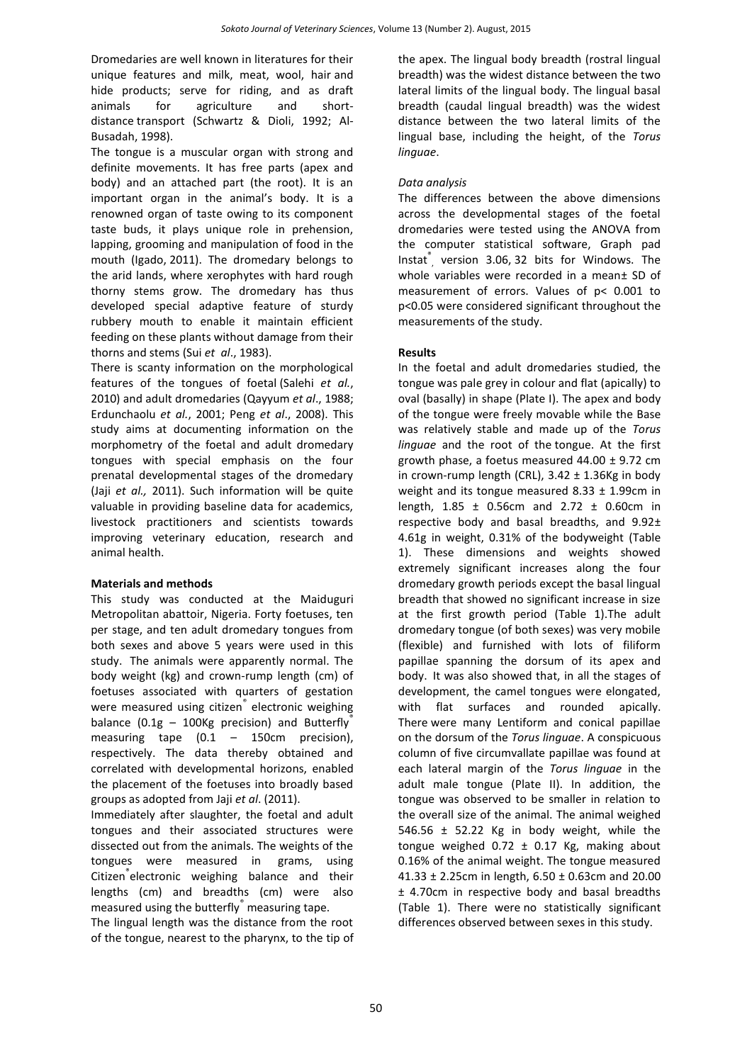Dromedaries are well known in literatures for their unique features and milk, meat, wool, hair and hide products; serve for riding, and as draft animals for agriculture and short-distance transport (Schwartz & Dioli, 1992; Al-Busadah, 1998).

The tongue is a muscular organ with strong and definite movements. It has free parts (apex and body) and an attached part (the root). It is an important organ in the animal's body. It is a renowned organ of taste owing to its component taste buds, it plays unique role in prehension, lapping, grooming and manipulation of food in the mouth (Igado, 2011). The dromedary belongs to the arid lands, where xerophytes with hard rough thorny stems grow. The dromedary has thus developed special adaptive feature of sturdy rubbery mouth to enable it maintain efficient feeding on these plants without damage from their thorns and stems (Sui *et al*., 1983).

There is scanty information on the morphological features of the tongues of foetal (Salehi *et al.*, 2010) and adult dromedaries (Qayyum *et al*., 1988; Erdunchaolu *et al.*, 2001; Peng *et al*., 2008). This study aims at documenting information on the morphometry of the foetal and adult dromedary tongues with special emphasis on the four prenatal developmental stages of the dromedary (Jaji *et al.,* 2011). Such information will be quite valuable in providing baseline data for academics, livestock practitioners and scientists towards improving veterinary education, research and animal health.

**Materials and methods**

This study was conducted at the Maiduguri Metropolitan abattoir, Nigeria. Forty foetuses, ten per stage, and ten adult dromedary tongues from both sexes and above 5 years were used in this study. The animals were apparently normal. The body weight (kg) and crown-rump length (cm) of foetuses associated with quarters of gestation were measured using citizen® electronic weighing balance (0.1g – 100Kg precision) and Butterfly® measuring tape (0.1 – 150cm precision), respectively. The data thereby obtained and correlated with developmental horizons, enabled the placement of the foetuses into broadly based groups as adopted from Jaji *et al*. (2011).

Immediately after slaughter, the foetal and adult tongues and their associated structures were dissected out from the animals. The weights of the tongues were measured in grams, using Citizen® electronic weighing balance and their lengths (cm) and breadths (cm) were also measured using the butterfly® measuring tape.

The lingual length was the distance from the root of the tongue, nearest to the pharynx, to the tip of the apex. The lingual body breadth (rostral lingual breadth) was the widest distance between the two lateral limits of the lingual body. The lingual basal breadth (caudal lingual breadth) was the widest distance between the two lateral limits of the lingual base, including the height, of the *Torus linguae*.

*Data analysis*

The differences between the above dimensions across the developmental stages of the foetal dromedaries were tested using the ANOVA from the computer statistical software, Graph pad Instat®, version 3.06, 32 bits for Windows. The whole variables were recorded in a mean± SD of measurement of errors. Values of $p < 0.001$ to $p < 0.05$ were considered significant throughout the measurements of the study.

**Results**

In the foetal and adult dromedaries studied, the tongue was pale grey in colour and flat (apically) to oval (basally) in shape (Plate I). The apex and body of the tongue were freely movable while the Base was relatively stable and made up of the *Torus linguae* and the root of the tongue. At the first growth phase, a foetus measured 44.00 ± 9.72 cm in crown-rump length (CRL), 3.42 ± 1.36Kg in body weight and its tongue measured 8.33 ± 1.99cm in length, 1.85 ± 0.56cm and 2.72 ± 0.60cm in respective body and basal breadths, and 9.92± 4.61g in weight, 0.31% of the bodyweight (Table 1). These dimensions and weights showed extremely significant increases along the four dromedary growth periods except the basal lingual breadth that showed no significant increase in size at the first growth period (Table 1).The adult dromedary tongue (of both sexes) was very mobile (flexible) and furnished with lots of filiform papillae spanning the dorsum of its apex and body. It was also showed that, in all the stages of development, the camel tongues were elongated, with flat surfaces and rounded apically. There were many Lentiform and conical papillae on the dorsum of the *Torus linguae*. A conspicuous column of five circumvallate papillae was found at each lateral margin of the *Torus linguae* in the adult male tongue (Plate II). In addition, the tongue was observed to be smaller in relation to the overall size of the animal. The animal weighed 546.56 ± 52.22 Kg in body weight, while the tongue weighed 0.72 ± 0.17 Kg, making about 0.16% of the animal weight. The tongue measured 41.33 ± 2.25cm in length, 6.50 ± 0.63cm and 20.00 ± 4.70cm in respective body and basal breadths (Table 1). There were no statistically significant differences observed between sexes in this study.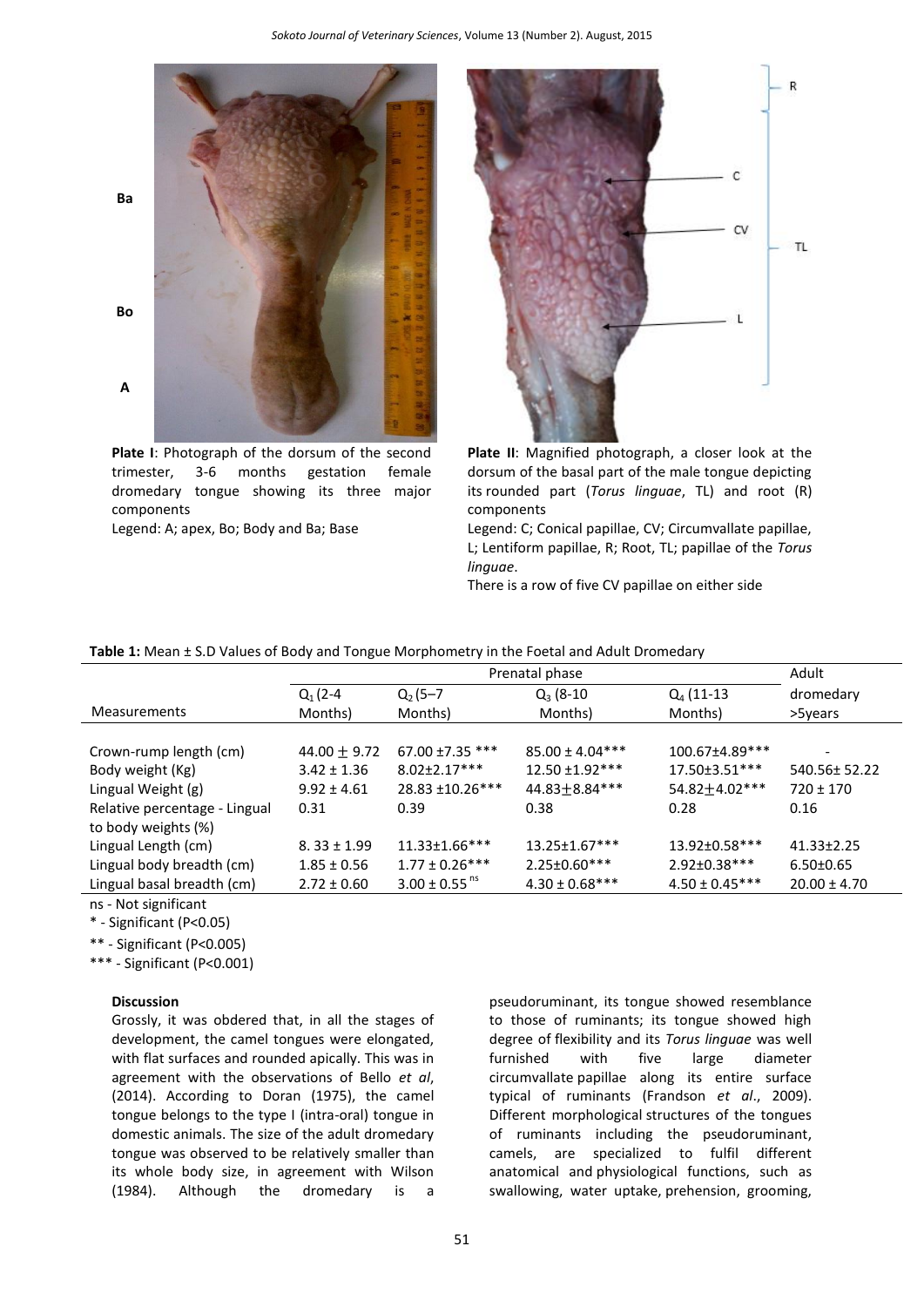Ba

Bo

A

**Plate I**: Photograph of the dorsum of the second trimester, 3-6 months gestation female dromedary tongue showing its three major components

Legend: A; apex, Bo; Body and Ba; Base

R

C

CV

TL

L

**Plate II**: Magnified photograph, a closer look at the dorsum of the basal part of the male tongue depicting its rounded part (*Torus linguae*, TL) and root (R) components

Legend: C; Conical papillae, CV; Circumvallate papillae, L; Lentiform papillae, R; Root, TL; papillae of the *Torus linguae*.

There is a row of five CV papillae on either side

**Table 1:** Mean ± S.D Values of Body and Tongue Morphometry in the Foetal and Adult Dromedary

| Measurements | Prenatal phase | | | | Adult |
|---|---|---|---|---|---|
| | $Q_1$ (2-4 Months) | $Q_2$ (5–7 Months) | $Q_3$ (8-10 Months) | $Q_4$ (11-13 Months) | dromedary >5years |
| Crown-rump length (cm) | 44.00 ± 9.72 | 67.00 ±7.35 *** | 85.00 ± 4.04*** | 100.67±4.89*** | - |
| Body weight (Kg) | 3.42 ± 1.36 | 8.02±2.17*** | 12.50 ±1.92*** | 17.50±3.51*** | 540.56± 52.22 |
| Lingual Weight (g) | 9.92 ± 4.61 | 28.83 ±10.26*** | 44.83±8.84*** | 54.82±4.02*** | 720 ± 170 |
| Relative percentage - Lingual to body weights (%) | 0.31 | 0.39 | 0.38 | 0.28 | 0.16 |
| Lingual Length (cm) | 8. 33 ± 1.99 | 11.33±1.66*** | 13.25±1.67*** | 13.92±0.58*** | 41.33±2.25 |
| Lingual body breadth (cm) | 1.85 ± 0.56 | 1.77 ± 0.26*** | 2.25±0.60*** | 2.92±0.38*** | 6.50±0.65 |
| Lingual basal breadth (cm) | 2.72 ± 0.60 | 3.00 ± 0.55 ns | 4.30 ± 0.68*** | 4.50 ± 0.45*** | 20.00 ± 4.70 |

ns - Not significant

* - Significant ($P<0.05$)

** - Significant ($P<0.005$)

*** - Significant ($P<0.001$)

### Discussion

Grossly, it was obdered that, in all the stages of development, the camel tongues were elongated, with flat surfaces and rounded apically. This was in agreement with the observations of Bello *et al*, (2014). According to Doran (1975), the camel tongue belongs to the type I (intra-oral) tongue in domestic animals. The size of the adult dromedary tongue was observed to be relatively smaller than its whole body size, in agreement with Wilson (1984). Although the dromedary is a pseudoruminant, its tongue showed resemblance to those of ruminants; its tongue showed high degree of flexibility and its *Torus linguae* was well furnished with five large diameter circumvallate papillae along its entire surface typical of ruminants (Frandson *et al*., 2009). Different morphological structures of the tongues of ruminants including the pseudoruminant, camels, are specialized to fulfil different anatomical and physiological functions, such as swallowing, water uptake, prehension, grooming,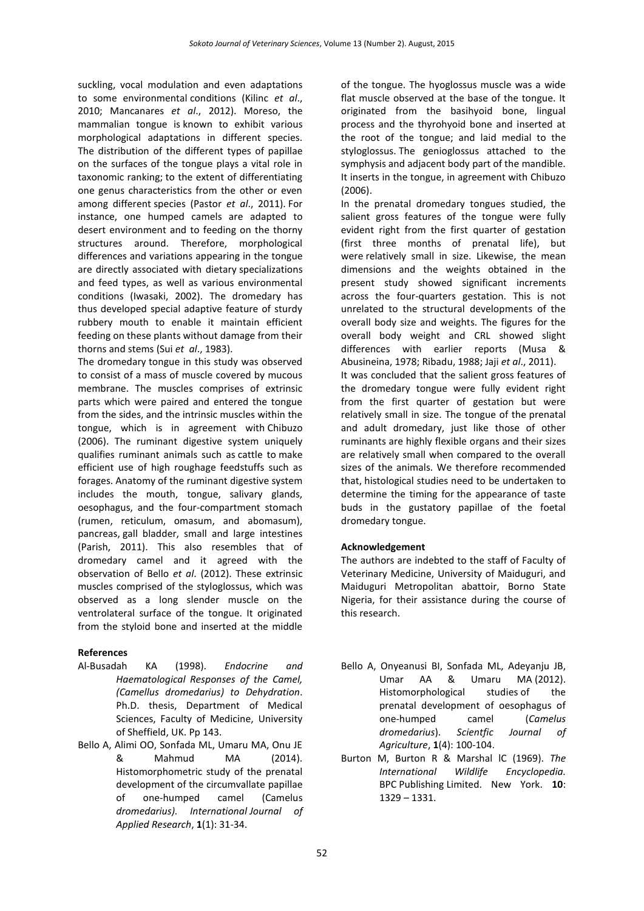suckling, vocal modulation and even adaptations to some environmental conditions (Kilinc *et al*., 2010; Mancanares *et al*., 2012). Moreso, the mammalian tongue is known to exhibit various morphological adaptations in different species. The distribution of the different types of papillae on the surfaces of the tongue plays a vital role in taxonomic ranking; to the extent of differentiating one genus characteristics from the other or even among different species (Pastor *et al*., 2011). For instance, one humped camels are adapted to desert environment and to feeding on the thorny structures around. Therefore, morphological differences and variations appearing in the tongue are directly associated with dietary specializations and feed types, as well as various environmental conditions (Iwasaki, 2002). The dromedary has thus developed special adaptive feature of sturdy rubbery mouth to enable it maintain efficient feeding on these plants without damage from their thorns and stems (Sui *et al*., 1983).

The dromedary tongue in this study was observed to consist of a mass of muscle covered by mucous membrane. The muscles comprises of extrinsic parts which were paired and entered the tongue from the sides, and the intrinsic muscles within the tongue, which is in agreement with Chibuzo (2006). The ruminant digestive system uniquely qualifies ruminant animals such as cattle to make efficient use of high roughage feedstuffs such as forages. Anatomy of the ruminant digestive system includes the mouth, tongue, salivary glands, oesophagus, and the four-compartment stomach (rumen, reticulum, omasum, and abomasum), pancreas, gall bladder, small and large intestines (Parish, 2011). This also resembles that of dromedary camel and it agreed with the observation of Bello *et al*. (2012). These extrinsic muscles comprised of the styloglossus, which was observed as a long slender muscle on the ventrolateral surface of the tongue. It originated from the styloid bone and inserted at the middle of the tongue. The hyoglossus muscle was a wide flat muscle observed at the base of the tongue. It originated from the basihyoid bone, lingual process and the thyrohyoid bone and inserted at the root of the tongue; and laid medial to the styloglossus. The genioglossus attached to the symphysis and adjacent body part of the mandible. It inserts in the tongue, in agreement with Chibuzo (2006).

In the prenatal dromedary tongues studied, the salient gross features of the tongue were fully evident right from the first quarter of gestation (first three months of prenatal life), but were relatively small in size. Likewise, the mean dimensions and the weights obtained in the present study showed significant increments across the four-quarters gestation. This is not unrelated to the structural developments of the overall body size and weights. The figures for the overall body weight and CRL showed slight differences with earlier reports (Musa & Abusineina, 1978; Ribadu, 1988; Jaji *et al*., 2011).

It was concluded that the salient gross features of the dromedary tongue were fully evident right from the first quarter of gestation but were relatively small in size. The tongue of the prenatal and adult dromedary, just like those of other ruminants are highly flexible organs and their sizes are relatively small when compared to the overall sizes of the animals. We therefore recommended that, histological studies need to be undertaken to determine the timing for the appearance of taste buds in the gustatory papillae of the foetal dromedary tongue.

## Acknowledgement

The authors are indebted to the staff of Faculty of Veterinary Medicine, University of Maiduguri, and Maiduguri Metropolitan abattoir, Borno State Nigeria, for their assistance during the course of this research.

## References

Al-Busadah KA (1998). *Endocrine and Haematological Responses of the Camel, (Camellus dromedarius) to Dehydration*. Ph.D. thesis, Department of Medical Sciences, Faculty of Medicine, University of Sheffield, UK. Pp 143.

Bello A, Alimi OO, Sonfada ML, Umaru MA, Onu JE & Mahmud MA (2014). Histomorphometric study of the prenatal development of the circumvallate papillae of one-humped camel (Camelus *dromedarius). International Journal of Applied Research*, **1**(1): 31-34.

Bello A, Onyeanusi BI, Sonfada ML, Adeyanju JB, Umar AA & Umaru MA (2012). Histomorphological studies of the prenatal development of oesophagus of one-humped camel (*Camelus dromedarius*). *Scientfic Journal of Agriculture*, **1**(4): 100-104.

Burton M, Burton R & Marshal lC (1969). *The International Wildlife Encyclopedia.* BPC Publishing Limited. New York. **10**: 1329 – 1331.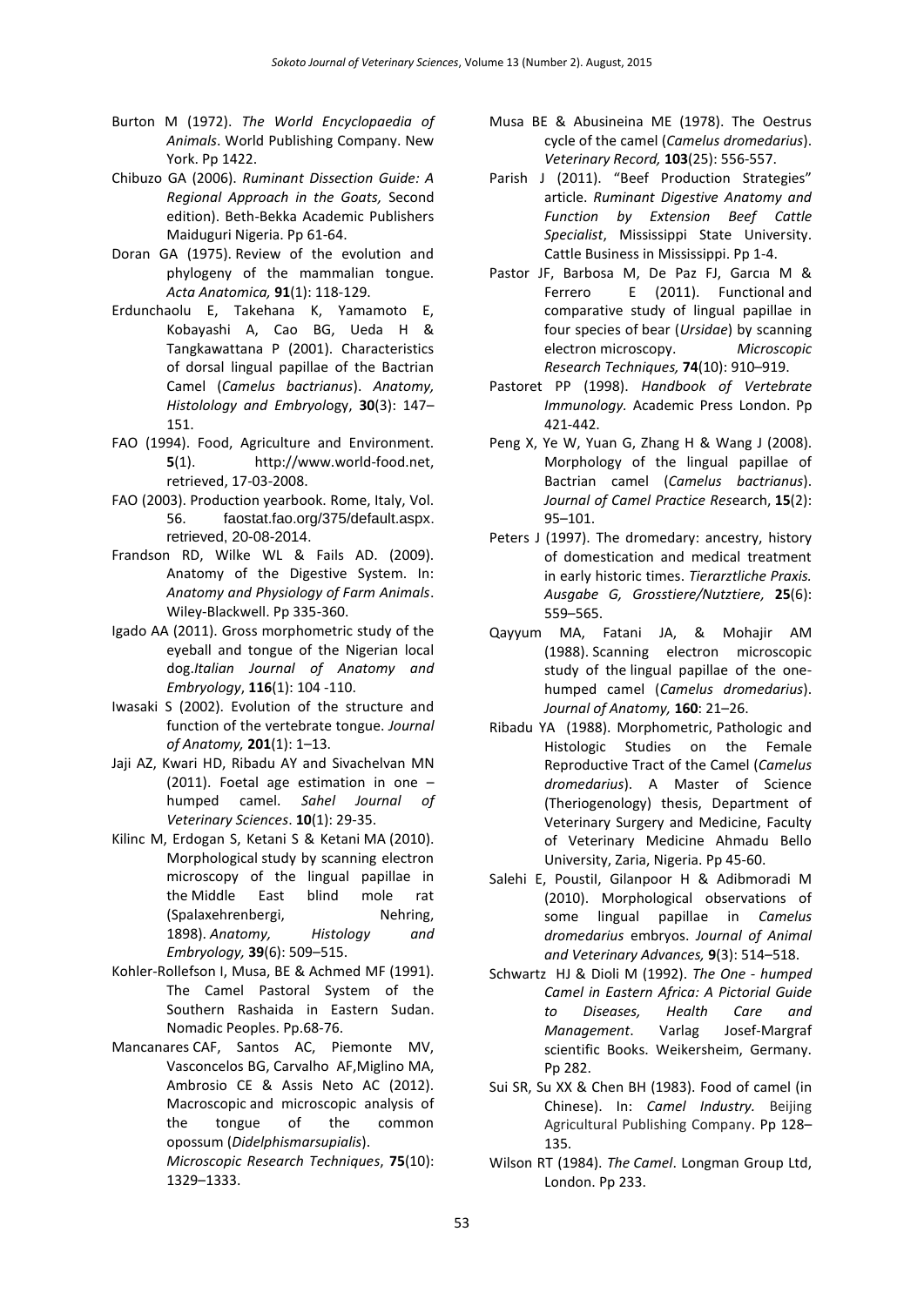Burton M (1972). *The World Encyclopaedia of Animals*. World Publishing Company. New York. Pp 1422.

Chibuzo GA (2006). *Ruminant Dissection Guide: A Regional Approach in the Goats,* Second edition). Beth-Bekka Academic Publishers Maiduguri Nigeria. Pp 61-64.

Doran GA (1975). Review of the evolution and phylogeny of the mammalian tongue. *Acta Anatomica,* **91**(1): 118-129.

Erdunchaolu E, Takehana K, Yamamoto E, Kobayashi A, Cao BG, Ueda H & Tangkawattana P (2001). Characteristics of dorsal lingual papillae of the Bactrian Camel (*Camelus bactrianus*). *Anatomy, Histolology and Embryol*ogy, **30**(3): 147–151.

FAO (1994). Food, Agriculture and Environment. **5**(1). http://www.world-food.net, retrieved, 17-03-2008.

FAO (2003). Production yearbook. Rome, Italy, Vol. 56. faostat.fao.org/375/default.aspx. retrieved, 20-08-2014.

Frandson RD, Wilke WL & Fails AD. (2009). Anatomy of the Digestive System. In: *Anatomy and Physiology of Farm Animals*. Wiley-Blackwell. Pp 335-360.

Igado AA (2011). Gross morphometric study of the eyeball and tongue of the Nigerian local dog.*Italian Journal of Anatomy and Embryology*, **116**(1): 104 -110.

Iwasaki S (2002). Evolution of the structure and function of the vertebrate tongue. *Journal of Anatomy,* **201**(1): 1–13.

Jaji AZ, Kwari HD, Ribadu AY and Sivachelvan MN (2011). Foetal age estimation in one – humped camel. *Sahel Journal of Veterinary Sciences*. **10**(1): 29-35.

Kilinc M, Erdogan S, Ketani S & Ketani MA (2010). Morphological study by scanning electron microscopy of the lingual papillae in the Middle East blind mole rat (Spalaxehrenbergi, Nehring, 1898). *Anatomy, Histology and Embryology,* **39**(6): 509–515.

Kohler-Rollefson I, Musa, BE & Achmed MF (1991). The Camel Pastoral System of the Southern Rashaida in Eastern Sudan. Nomadic Peoples. Pp.68-76.

Mancanares CAF, Santos AC, Piemonte MV, Vasconcelos BG, Carvalho AF,Miglino MA, Ambrosio CE & Assis Neto AC (2012). Macroscopic and microscopic analysis of the tongue of the common opossum (*Didelphismarsupialis*). *Microscopic Research Techniques*, **75**(10): 1329–1333.

Musa BE & Abusineina ME (1978). The Oestrus cycle of the camel (*Camelus dromedarius*). *Veterinary Record,* **103**(25): 556-557.

Parish J (2011). "Beef Production Strategies" article. *Ruminant Digestive Anatomy and Function by Extension Beef Cattle Specialist*, Mississippi State University. Cattle Business in Mississippi. Pp 1-4.

Pastor JF, Barbosa M, De Paz FJ, Garcıa M & Ferrero E (2011). Functional and comparative study of lingual papillae in four species of bear (*Ursidae*) by scanning electron microscopy. *Microscopic Research Techniques,* **74**(10): 910–919.

Pastoret PP (1998). *Handbook of Vertebrate Immunology.* Academic Press London. Pp 421-442.

Peng X, Ye W, Yuan G, Zhang H & Wang J (2008). Morphology of the lingual papillae of Bactrian camel (*Camelus bactrianus*). *Journal of Camel Practice Res*earch, **15**(2): 95–101.

Peters J (1997). The dromedary: ancestry, history of domestication and medical treatment in early historic times. *Tierarztliche Praxis. Ausgabe G, Grosstiere/Nutztiere,* **25**(6): 559–565.

Qayyum MA, Fatani JA, & Mohajir AM (1988). Scanning electron microscopic study of the lingual papillae of the one-humped camel (*Camelus dromedarius*). *Journal of Anatomy,* **160**: 21–26.

Ribadu YA (1988). Morphometric, Pathologic and Histologic Studies on the Female Reproductive Tract of the Camel (*Camelus dromedarius*). A Master of Science (Theriogenology) thesis, Department of Veterinary Surgery and Medicine, Faculty of Veterinary Medicine Ahmadu Bello University, Zaria, Nigeria. Pp 45-60.

Salehi E, PoustiI, Gilanpoor H & Adibmoradi M (2010). Morphological observations of some lingual papillae in *Camelus dromedarius* embryos. *Journal of Animal and Veterinary Advances,* **9**(3): 514–518.

Schwartz HJ & Dioli M (1992). *The One - humped Camel in Eastern Africa: A Pictorial Guide to Diseases, Health Care and Management*. Varlag Josef-Margraf scientific Books. Weikersheim, Germany. Pp 282.

Sui SR, Su XX & Chen BH (1983). Food of camel (in Chinese). In: *Camel Industry.* Beijing Agricultural Publishing Company. Pp 128–135.

Wilson RT (1984). *The Camel*. Longman Group Ltd, London. Pp 233.